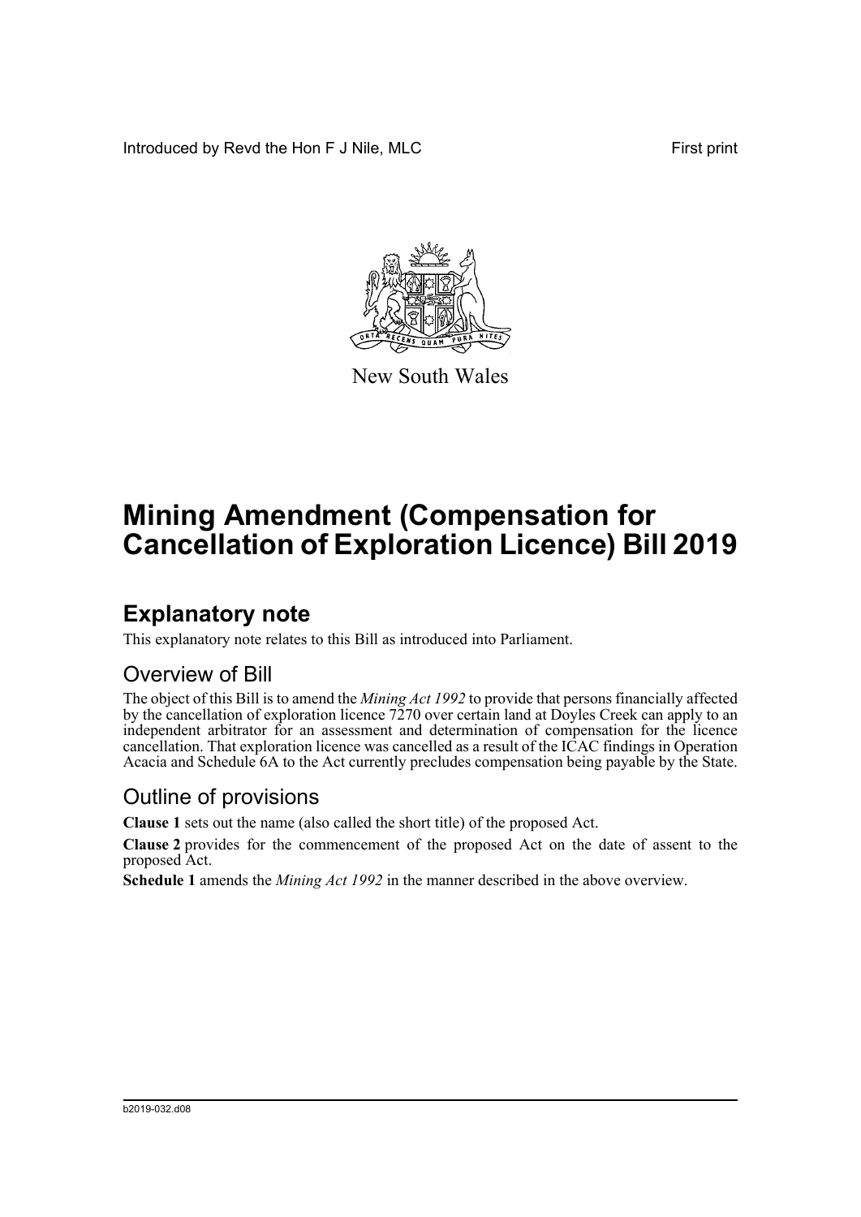Introduced by Revd the Hon F J Nile, MLC First print

New South Wales

# Mining Amendment (Compensation for Cancellation of Exploration Licence) Bill 2019

## Explanatory note

This explanatory note relates to this Bill as introduced into Parliament.

### Overview of Bill

The object of this Bill is to amend the *Mining Act 1992* to provide that persons financially affected by the cancellation of exploration licence 7270 over certain land at Doyles Creek can apply to an independent arbitrator for an assessment and determination of compensation for the licence cancellation. That exploration licence was cancelled as a result of the ICAC findings in Operation Acacia and Schedule 6A to the Act currently precludes compensation being payable by the State.

### Outline of provisions

**Clause 1** sets out the name (also called the short title) of the proposed Act.

**Clause 2** provides for the commencement of the proposed Act on the date of assent to the proposed Act.

**Schedule 1** amends the *Mining Act 1992* in the manner described in the above overview.

b2019-032.d08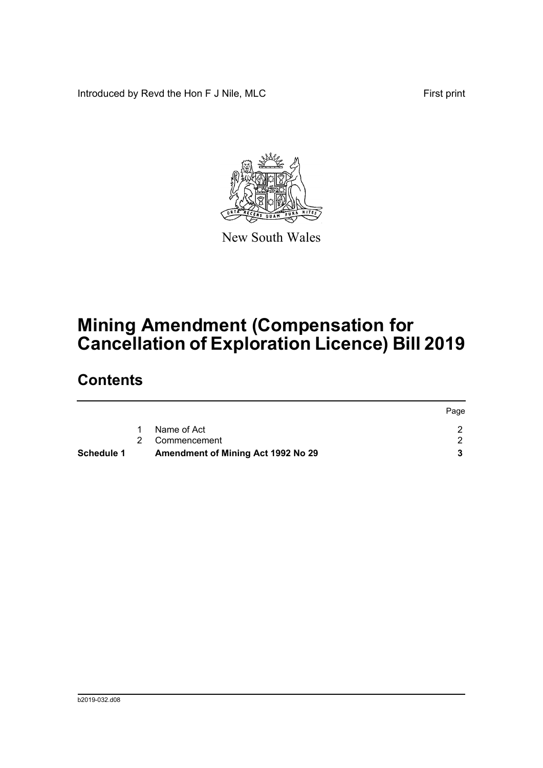Introduced by Revd the Hon F J Nile, MLC First print

New South Wales

# Mining Amendment (Compensation for Cancellation of Exploration Licence) Bill 2019

## Contents

| | | | Page |
|---|---|---|---|
| | 1 | Name of Act | 2 |
| | 2 | Commencement | 2 |
| **Schedule 1** | | **Amendment of Mining Act 1992 No 29** | **3** |

b2019-032.d08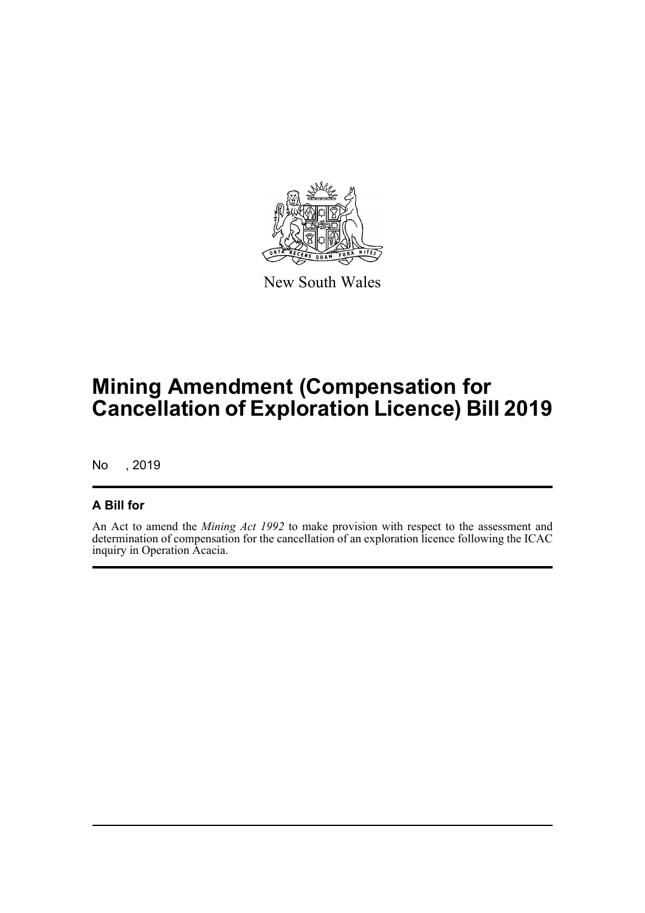New South Wales

# Mining Amendment (Compensation for Cancellation of Exploration Licence) Bill 2019

No , 2019

### A Bill for

An Act to amend the *Mining Act 1992* to make provision with respect to the assessment and determination of compensation for the cancellation of an exploration licence following the ICAC inquiry in Operation Acacia.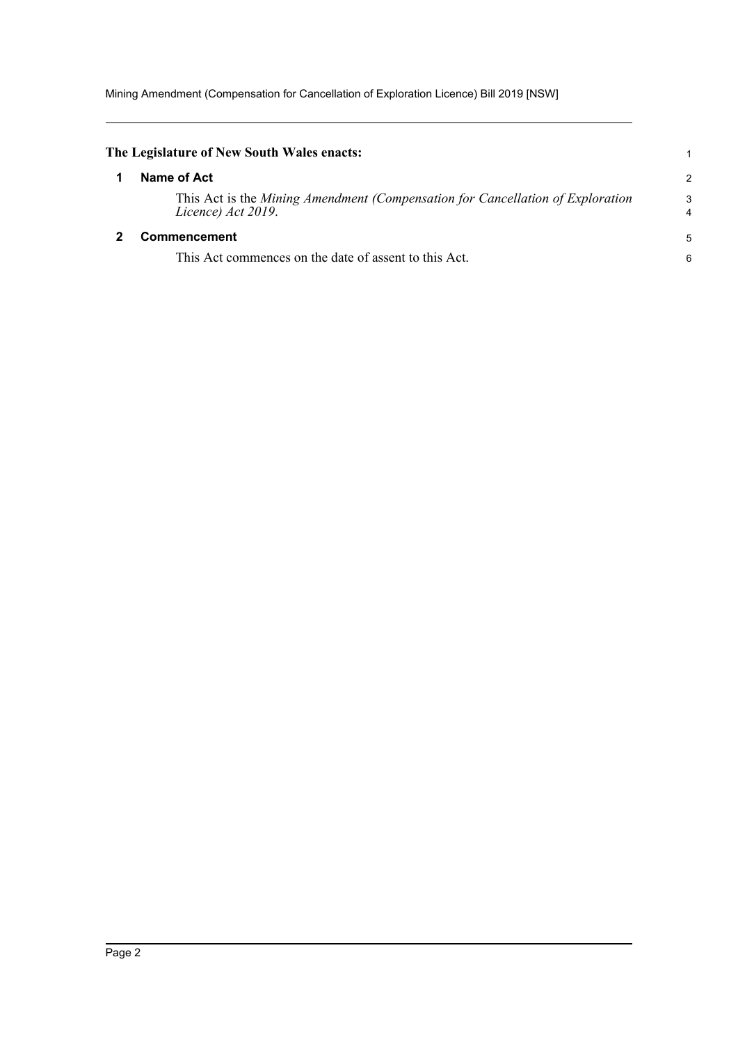**The Legislature of New South Wales enacts:**

## 1 Name of Act

This Act is the *Mining Amendment (Compensation for Cancellation of Exploration Licence) Act 2019*.

## 2 Commencement

This Act commences on the date of assent to this Act.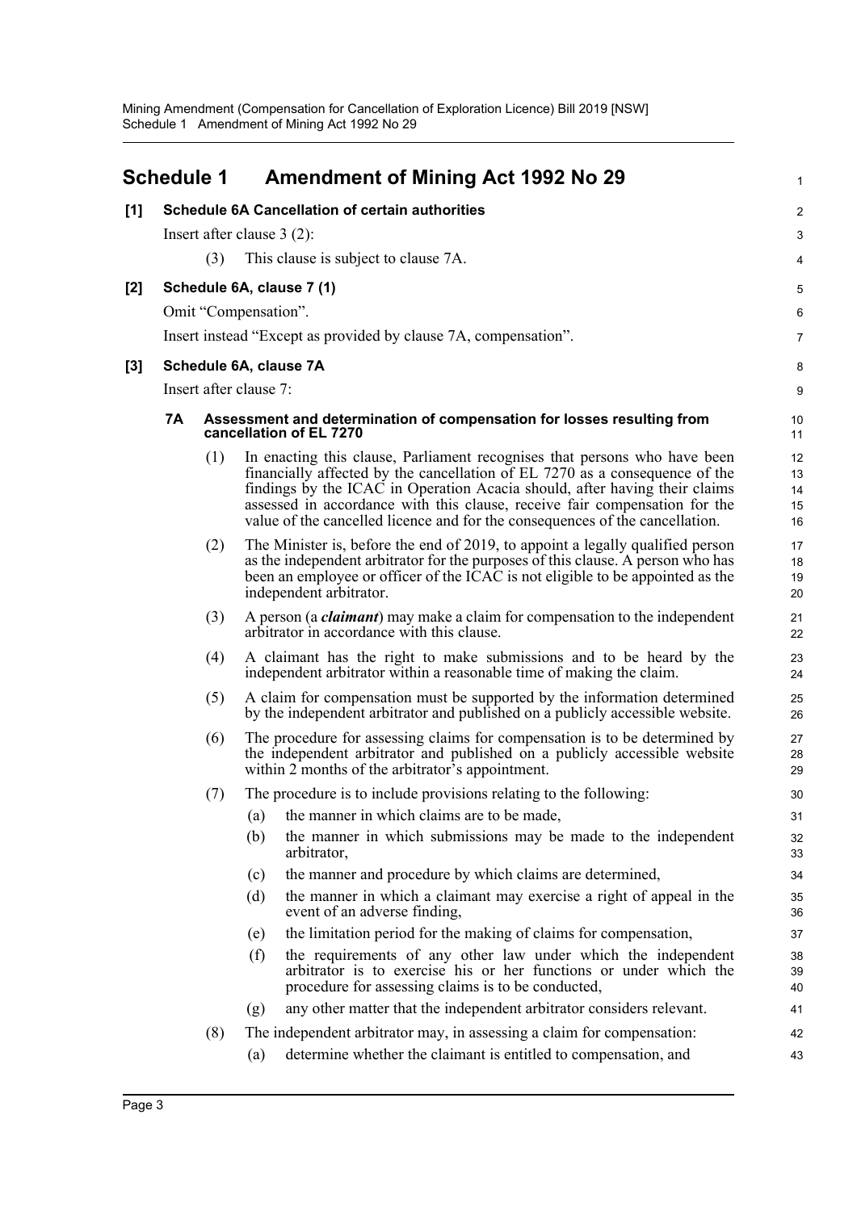## Schedule 1 Amendment of Mining Act 1992 No 29

**[1] Schedule 6A Cancellation of certain authorities**

Insert after clause 3 (2):

(3) This clause is subject to clause 7A.

**[2] Schedule 6A, clause 7 (1)**

Omit "Compensation".

Insert instead "Except as provided by clause 7A, compensation".

**[3] Schedule 6A, clause 7A**

Insert after clause 7:

**7A Assessment and determination of compensation for losses resulting from cancellation of EL 7270**

(1) In enacting this clause, Parliament recognises that persons who have been financially affected by the cancellation of EL 7270 as a consequence of the findings by the ICAC in Operation Acacia should, after having their claims assessed in accordance with this clause, receive fair compensation for the value of the cancelled licence and for the consequences of the cancellation.

(2) The Minister is, before the end of 2019, to appoint a legally qualified person as the independent arbitrator for the purposes of this clause. A person who has been an employee or officer of the ICAC is not eligible to be appointed as the independent arbitrator.

(3) A person (a ***claimant***) may make a claim for compensation to the independent arbitrator in accordance with this clause.

(4) A claimant has the right to make submissions and to be heard by the independent arbitrator within a reasonable time of making the claim.

(5) A claim for compensation must be supported by the information determined by the independent arbitrator and published on a publicly accessible website.

(6) The procedure for assessing claims for compensation is to be determined by the independent arbitrator and published on a publicly accessible website within 2 months of the arbitrator's appointment.

(7) The procedure is to include provisions relating to the following:

(a) the manner in which claims are to be made,

(b) the manner in which submissions may be made to the independent arbitrator,

(c) the manner and procedure by which claims are determined,

(d) the manner in which a claimant may exercise a right of appeal in the event of an adverse finding,

(e) the limitation period for the making of claims for compensation,

(f) the requirements of any other law under which the independent arbitrator is to exercise his or her functions or under which the procedure for assessing claims is to be conducted,

(g) any other matter that the independent arbitrator considers relevant.

(8) The independent arbitrator may, in assessing a claim for compensation:

(a) determine whether the claimant is entitled to compensation, and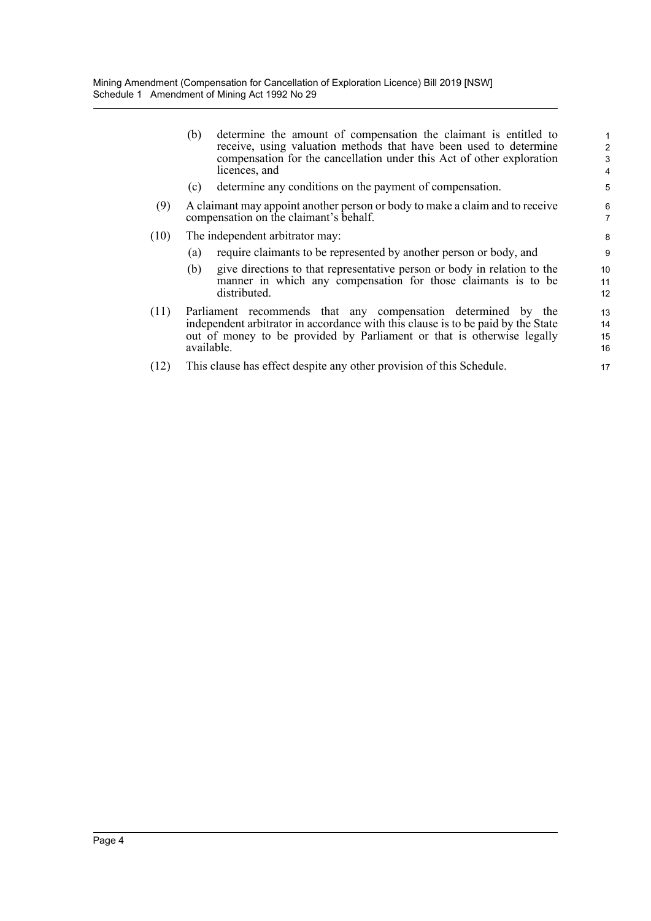(b) determine the amount of compensation the claimant is entitled to receive, using valuation methods that have been used to determine compensation for the cancellation under this Act of other exploration licences, and

(c) determine any conditions on the payment of compensation.

(9) A claimant may appoint another person or body to make a claim and to receive compensation on the claimant's behalf.

(10) The independent arbitrator may:

(a) require claimants to be represented by another person or body, and

(b) give directions to that representative person or body in relation to the manner in which any compensation for those claimants is to be distributed.

(11) Parliament recommends that any compensation determined by the independent arbitrator in accordance with this clause is to be paid by the State out of money to be provided by Parliament or that is otherwise legally available.

(12) This clause has effect despite any other provision of this Schedule.